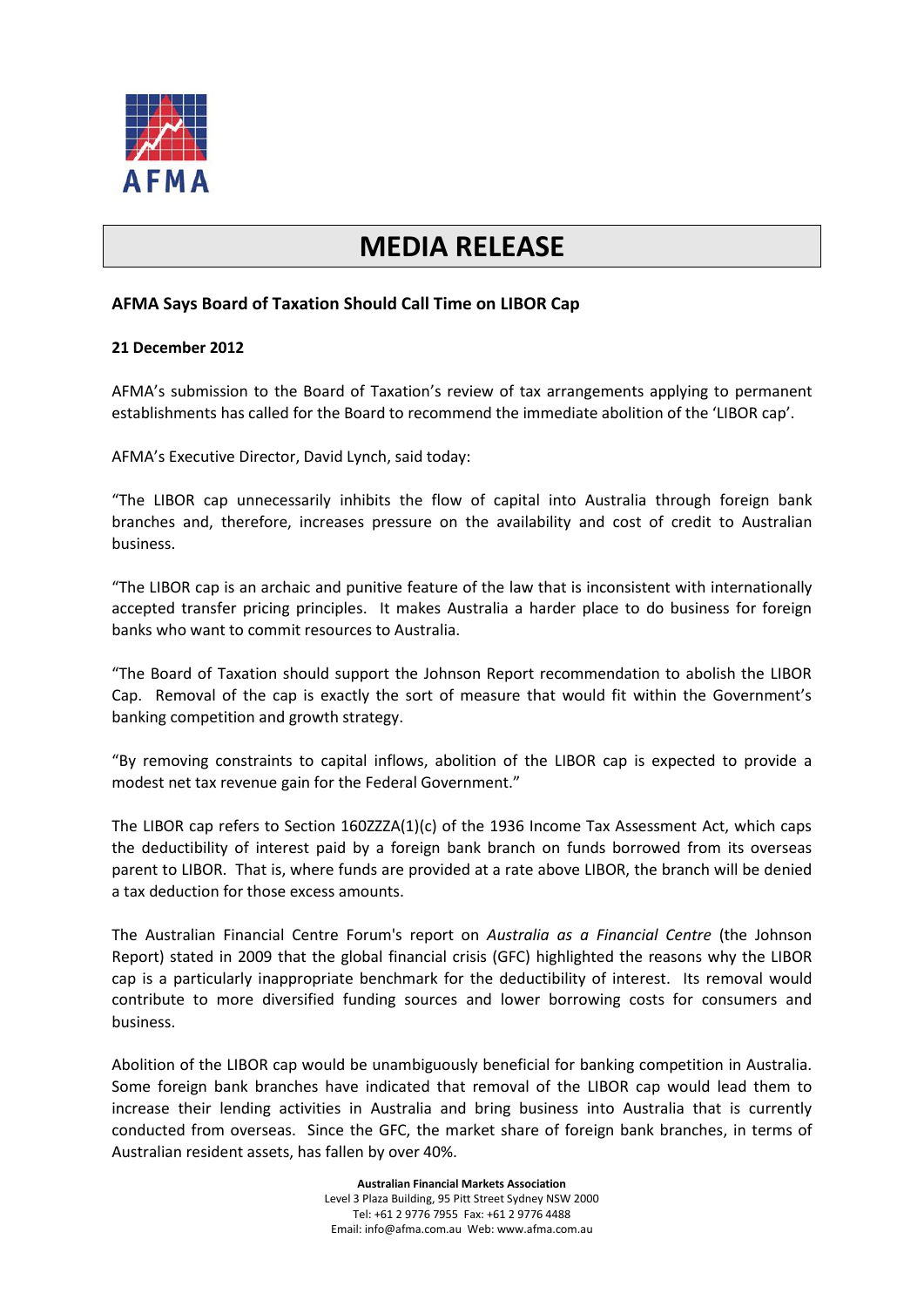AFMA

# MEDIA RELEASE

### AFMA Says Board of Taxation Should Call Time on LIBOR Cap

**21 December 2012**

AFMA's submission to the Board of Taxation's review of tax arrangements applying to permanent establishments has called for the Board to recommend the immediate abolition of the 'LIBOR cap'.

AFMA's Executive Director, David Lynch, said today:

"The LIBOR cap unnecessarily inhibits the flow of capital into Australia through foreign bank branches and, therefore, increases pressure on the availability and cost of credit to Australian business.

"The LIBOR cap is an archaic and punitive feature of the law that is inconsistent with internationally accepted transfer pricing principles. It makes Australia a harder place to do business for foreign banks who want to commit resources to Australia.

"The Board of Taxation should support the Johnson Report recommendation to abolish the LIBOR Cap. Removal of the cap is exactly the sort of measure that would fit within the Government's banking competition and growth strategy.

"By removing constraints to capital inflows, abolition of the LIBOR cap is expected to provide a modest net tax revenue gain for the Federal Government."

The LIBOR cap refers to Section 160ZZZA(1)(c) of the 1936 Income Tax Assessment Act, which caps the deductibility of interest paid by a foreign bank branch on funds borrowed from its overseas parent to LIBOR. That is, where funds are provided at a rate above LIBOR, the branch will be denied a tax deduction for those excess amounts.

The Australian Financial Centre Forum's report on *Australia as a Financial Centre* (the Johnson Report) stated in 2009 that the global financial crisis (GFC) highlighted the reasons why the LIBOR cap is a particularly inappropriate benchmark for the deductibility of interest. Its removal would contribute to more diversified funding sources and lower borrowing costs for consumers and business.

Abolition of the LIBOR cap would be unambiguously beneficial for banking competition in Australia. Some foreign bank branches have indicated that removal of the LIBOR cap would lead them to increase their lending activities in Australia and bring business into Australia that is currently conducted from overseas. Since the GFC, the market share of foreign bank branches, in terms of Australian resident assets, has fallen by over 40%.

**Australian Financial Markets Association**
Level 3 Plaza Building, 95 Pitt Street Sydney NSW 2000
Tel: +61 2 9776 7955 Fax: +61 2 9776 4488
Email: info@afma.com.au Web: www.afma.com.au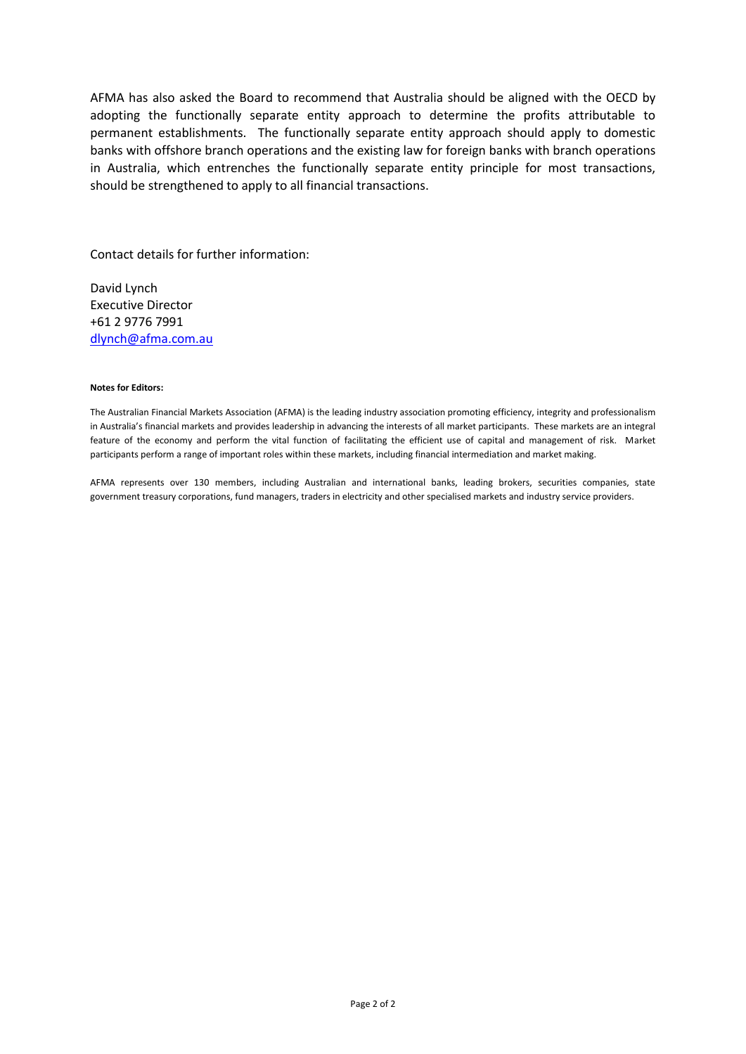AFMA has also asked the Board to recommend that Australia should be aligned with the OECD by adopting the functionally separate entity approach to determine the profits attributable to permanent establishments. The functionally separate entity approach should apply to domestic banks with offshore branch operations and the existing law for foreign banks with branch operations in Australia, which entrenches the functionally separate entity principle for most transactions, should be strengthened to apply to all financial transactions.

Contact details for further information:

David Lynch
Executive Director
+61 2 9776 7991
dlynch@afma.com.au

**Notes for Editors:**

The Australian Financial Markets Association (AFMA) is the leading industry association promoting efficiency, integrity and professionalism in Australia's financial markets and provides leadership in advancing the interests of all market participants. These markets are an integral feature of the economy and perform the vital function of facilitating the efficient use of capital and management of risk. Market participants perform a range of important roles within these markets, including financial intermediation and market making.

AFMA represents over 130 members, including Australian and international banks, leading brokers, securities companies, state government treasury corporations, fund managers, traders in electricity and other specialised markets and industry service providers.